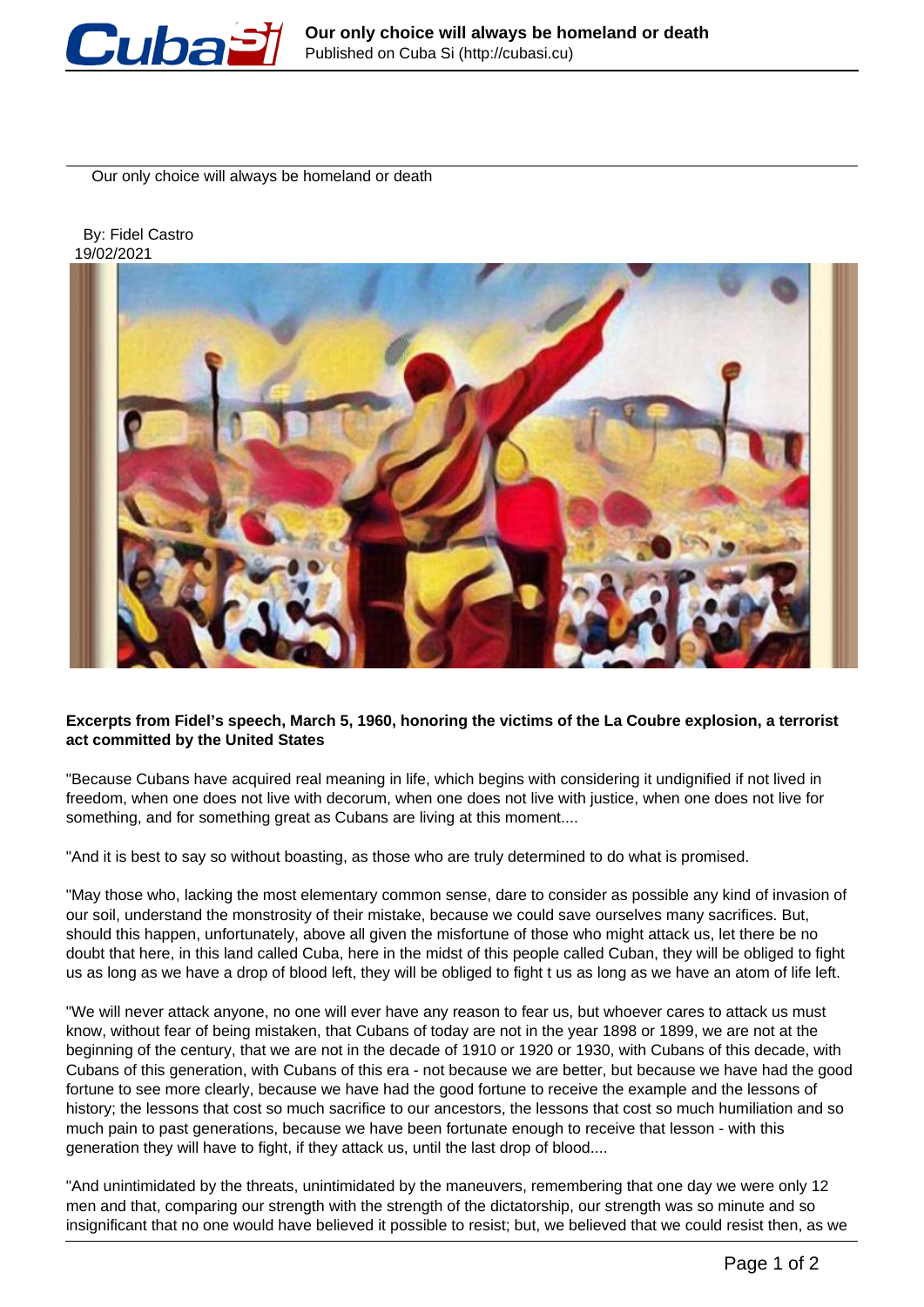# Our only choice will always be homeland or death

By: Fidel Castro
19/02/2021

**Excerpts from Fidel's speech, March 5, 1960, honoring the victims of the La Coubre explosion, a terrorist act committed by the United States**

"Because Cubans have acquired real meaning in life, which begins with considering it undignified if not lived in freedom, when one does not live with decorum, when one does not live with justice, when one does not live for something, and for something great as Cubans are living at this moment....

"And it is best to say so without boasting, as those who are truly determined to do what is promised.

"May those who, lacking the most elementary common sense, dare to consider as possible any kind of invasion of our soil, understand the monstrosity of their mistake, because we could save ourselves many sacrifices. But, should this happen, unfortunately, above all given the misfortune of those who might attack us, let there be no doubt that here, in this land called Cuba, here in the midst of this people called Cuban, they will be obliged to fight us as long as we have a drop of blood left, they will be obliged to fight t us as long as we have an atom of life left.

"We will never attack anyone, no one will ever have any reason to fear us, but whoever cares to attack us must know, without fear of being mistaken, that Cubans of today are not in the year 1898 or 1899, we are not at the beginning of the century, that we are not in the decade of 1910 or 1920 or 1930, with Cubans of this decade, with Cubans of this generation, with Cubans of this era - not because we are better, but because we have had the good fortune to see more clearly, because we have had the good fortune to receive the example and the lessons of history; the lessons that cost so much sacrifice to our ancestors, the lessons that cost so much humiliation and so much pain to past generations, because we have been fortunate enough to receive that lesson - with this generation they will have to fight, if they attack us, until the last drop of blood....

"And unintimidated by the threats, unintimidated by the maneuvers, remembering that one day we were only 12 men and that, comparing our strength with the strength of the dictatorship, our strength was so minute and so insignificant that no one would have believed it possible to resist; but, we believed that we could resist then, as we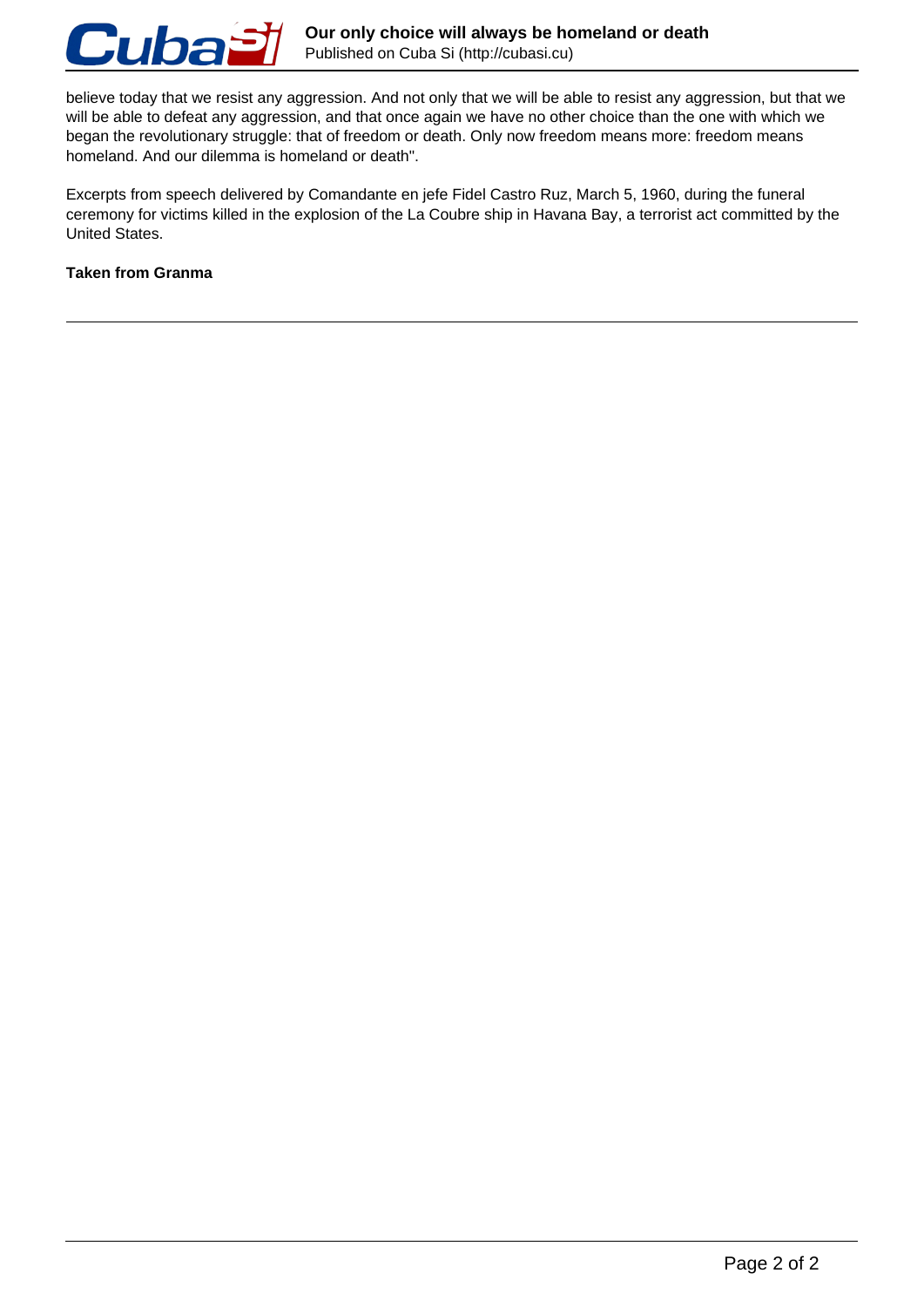believe today that we resist any aggression. And not only that we will be able to resist any aggression, but that we will be able to defeat any aggression, and that once again we have no other choice than the one with which we began the revolutionary struggle: that of freedom or death. Only now freedom means more: freedom means homeland. And our dilemma is homeland or death".

Excerpts from speech delivered by Comandante en jefe Fidel Castro Ruz, March 5, 1960, during the funeral ceremony for victims killed in the explosion of the La Coubre ship in Havana Bay, a terrorist act committed by the United States.

**Taken from Granma**